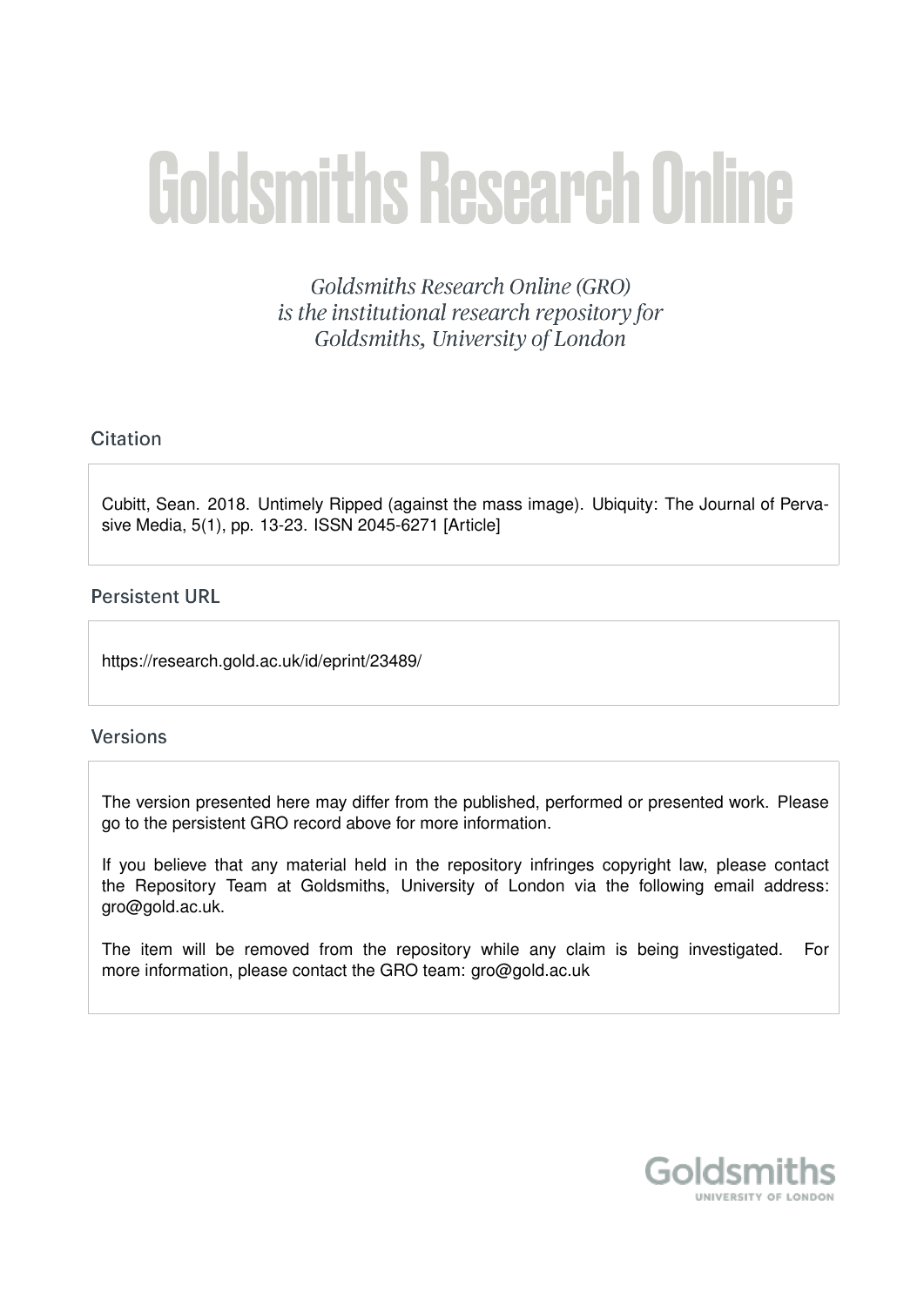# Goldsmiths Research Online

*Goldsmiths Research Online (GRO) is the institutional research repository for Goldsmiths, University of London*

## Citation

Cubitt, Sean. 2018. Untimely Ripped (against the mass image). Ubiquity: The Journal of Pervasive Media, 5(1), pp. 13-23. ISSN 2045-6271 [Article]

## Persistent URL

https://research.gold.ac.uk/id/eprint/23489/

## Versions

The version presented here may differ from the published, performed or presented work. Please go to the persistent GRO record above for more information.

If you believe that any material held in the repository infringes copyright law, please contact the Repository Team at Goldsmiths, University of London via the following email address: gro@gold.ac.uk.

The item will be removed from the repository while any claim is being investigated. For more information, please contact the GRO team: gro@gold.ac.uk

Goldsmiths
UNIVERSITY OF LONDON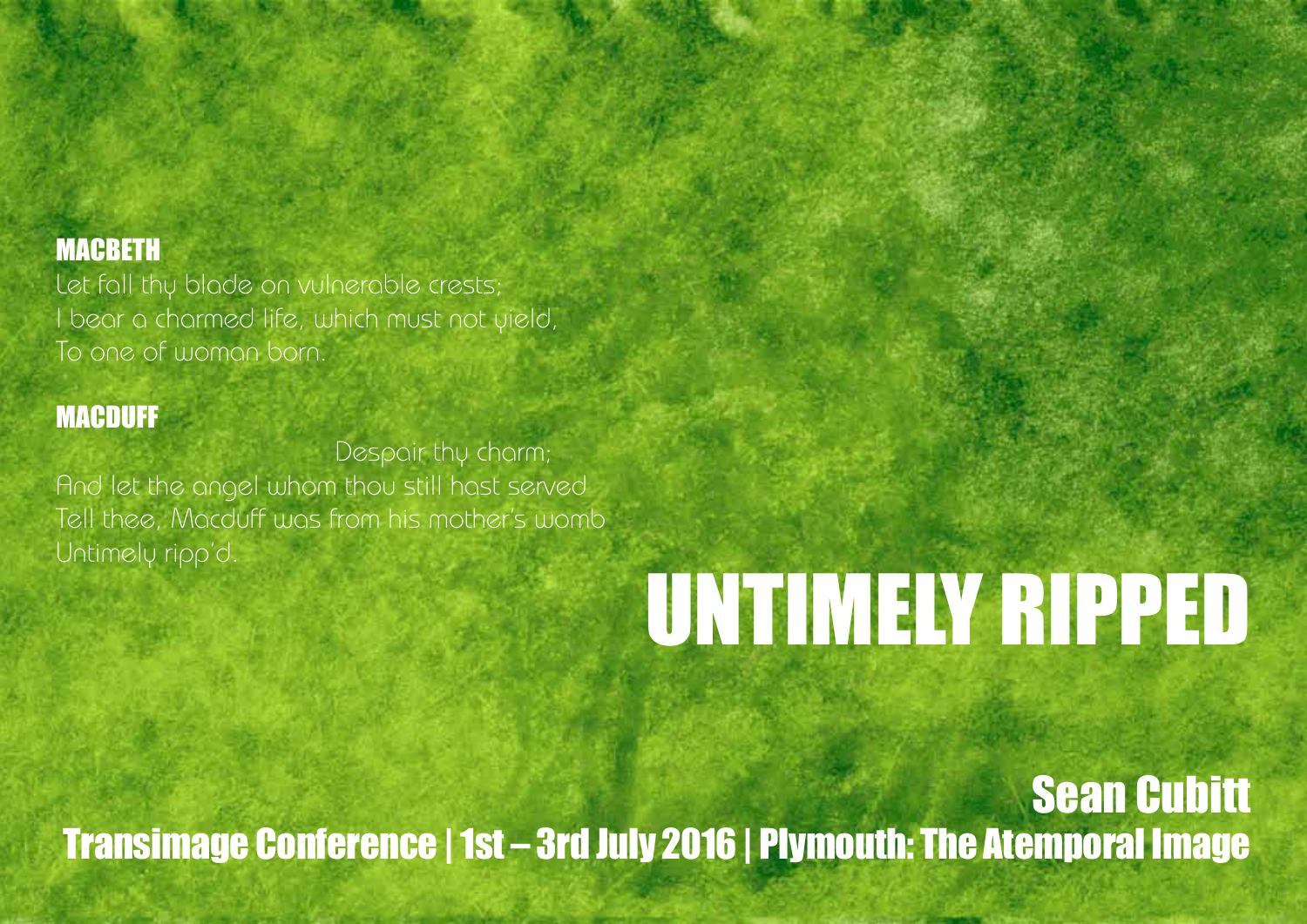**MACBETH**

Let fall thy blade on vulnerable crests;
I bear a charmed life, which must not yield,
To one of woman born.

**MACDUFF**

Despair thy charm;
And let the angel whom thou still hast served
Tell thee, Macduff was from his mother's womb
Untimely ripp'd.

# UNTIMELY RIPPED

## Sean Cubitt

Transimage Conference | 1st – 3rd July 2016 | Plymouth: The Atemporal Image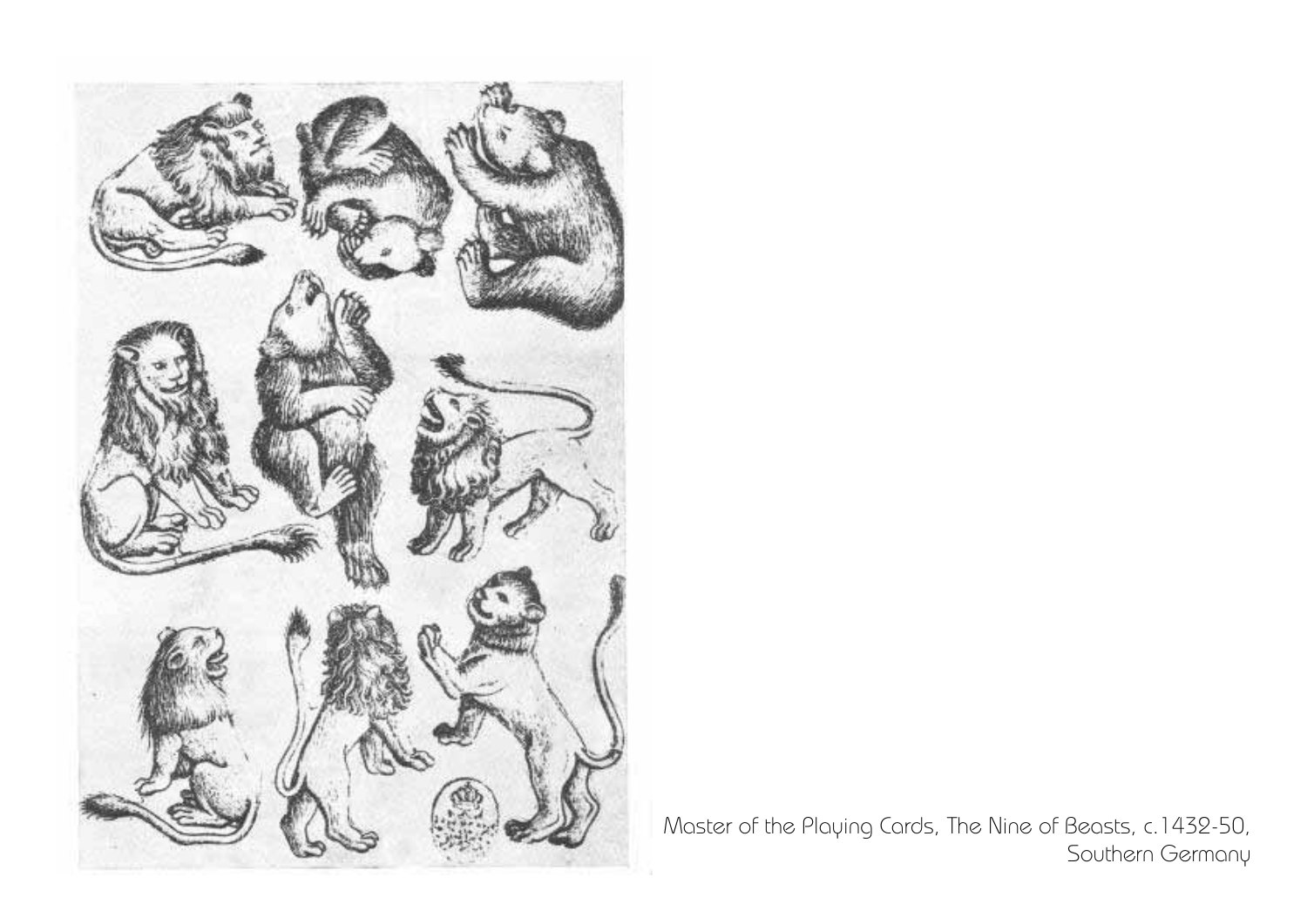Master of the Playing Cards, The Nine of Beasts, c.1432-50, Southern Germany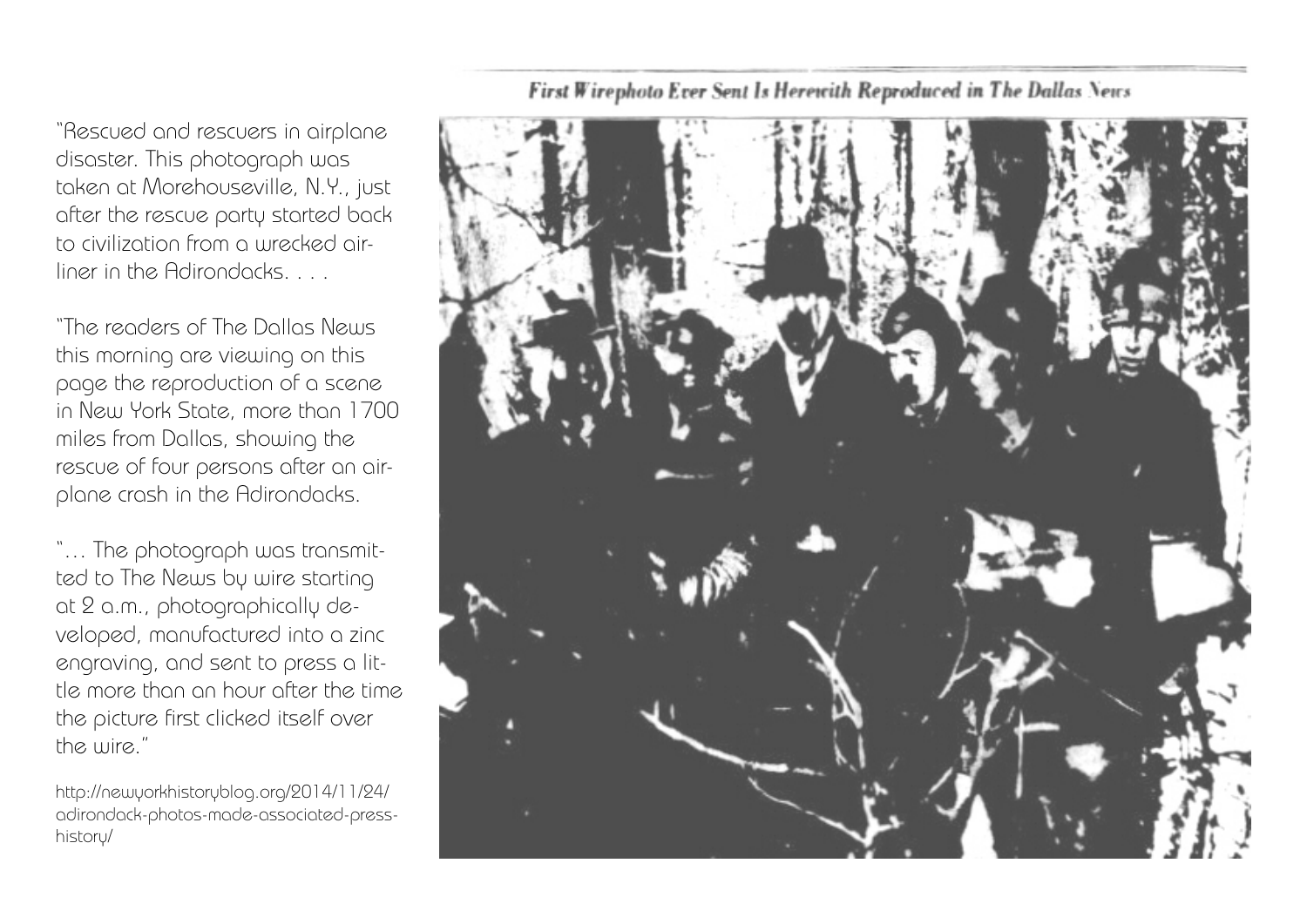"Rescued and rescuers in airplane disaster. This photograph was taken at Morehouseville, N.Y., just after the rescue party started back to civilization from a wrecked airliner in the Adirondacks. . . .

"The readers of The Dallas News this morning are viewing on this page the reproduction of a scene in New York State, more than 1700 miles from Dallas, showing the rescue of four persons after an airplane crash in the Adirondacks.

"… The photograph was transmitted to The News by wire starting at 2 a.m., photographically developed, manufactured into a zinc engraving, and sent to press a little more than an hour after the time the picture first clicked itself over the wire."

http://newyorkhistoryblog.org/2014/11/24/adirondack-photos-made-associated-press-history/

*First Wirephoto Ever Sent Is Herewith Reproduced in The Dallas News*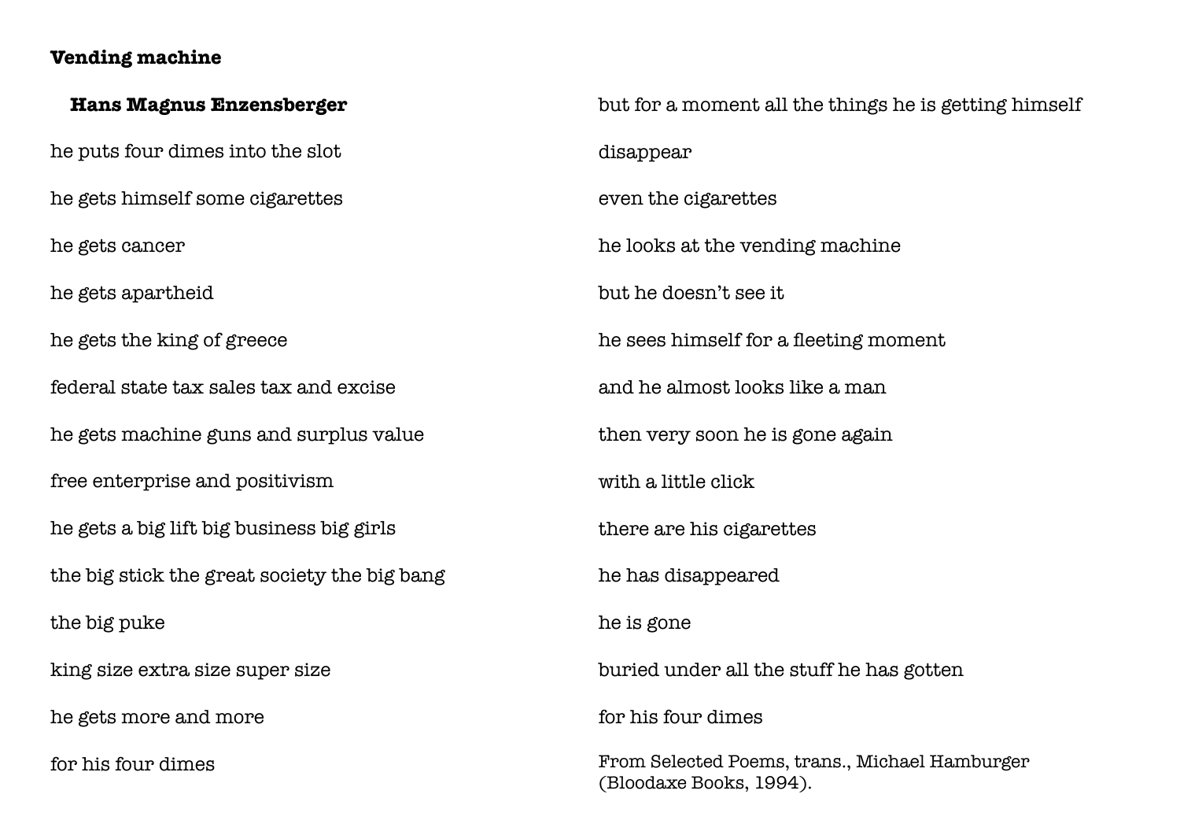### Vending machine

**Hans Magnus Enzensberger**

he puts four dimes into the slot

he gets himself some cigarettes

he gets cancer

he gets apartheid

he gets the king of greece

federal state tax sales tax and excise

he gets machine guns and surplus value

free enterprise and positivism

he gets a big lift big business big girls

the big stick the great society the big bang

the big puke

king size extra size super size

he gets more and more

for his four dimes

but for a moment all the things he is getting himself

disappear

even the cigarettes

he looks at the vending machine

but he doesn't see it

he sees himself for a fleeting moment

and he almost looks like a man

then very soon he is gone again

with a little click

there are his cigarettes

he has disappeared

he is gone

buried under all the stuff he has gotten

for his four dimes

From Selected Poems, trans., Michael Hamburger (Bloodaxe Books, 1994).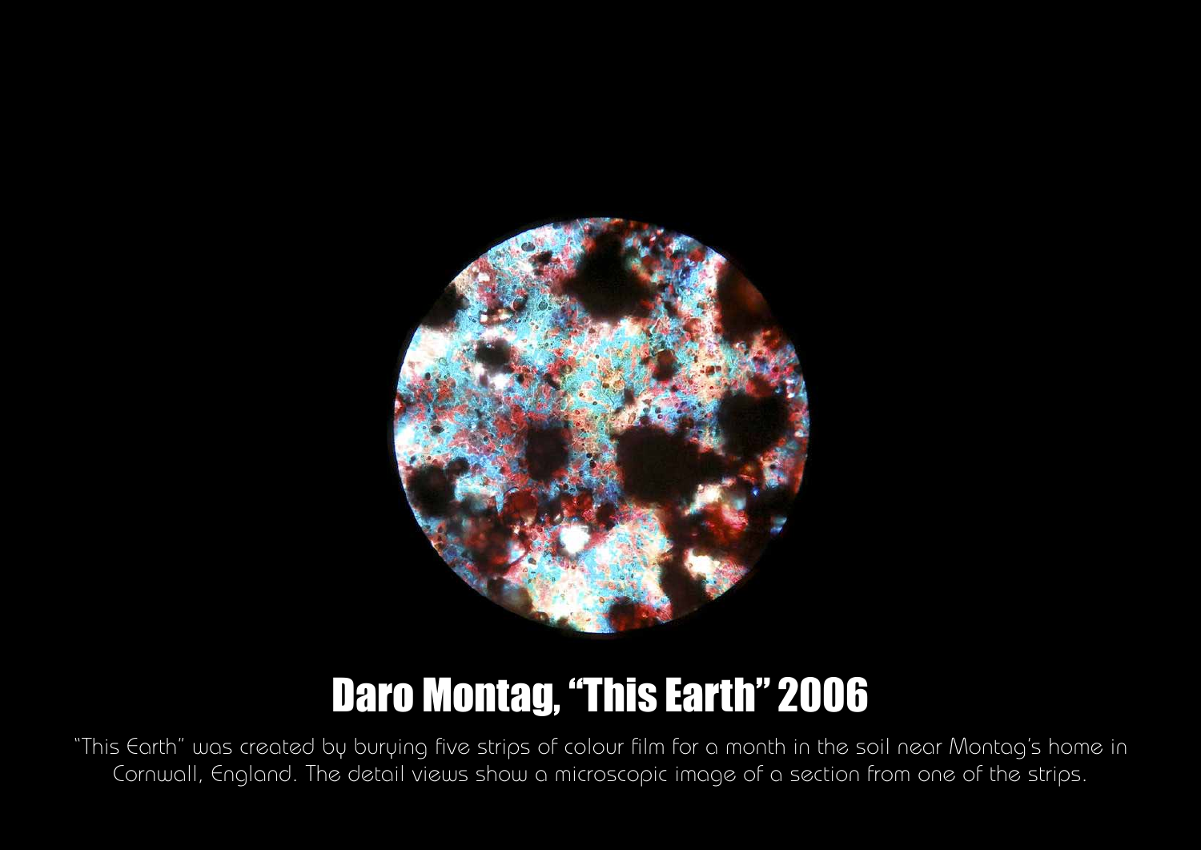# Daro Montag, "This Earth" 2006

"This Earth" was created by burying five strips of colour film for a month in the soil near Montag's home in Cornwall, England. The detail views show a microscopic image of a section from one of the strips.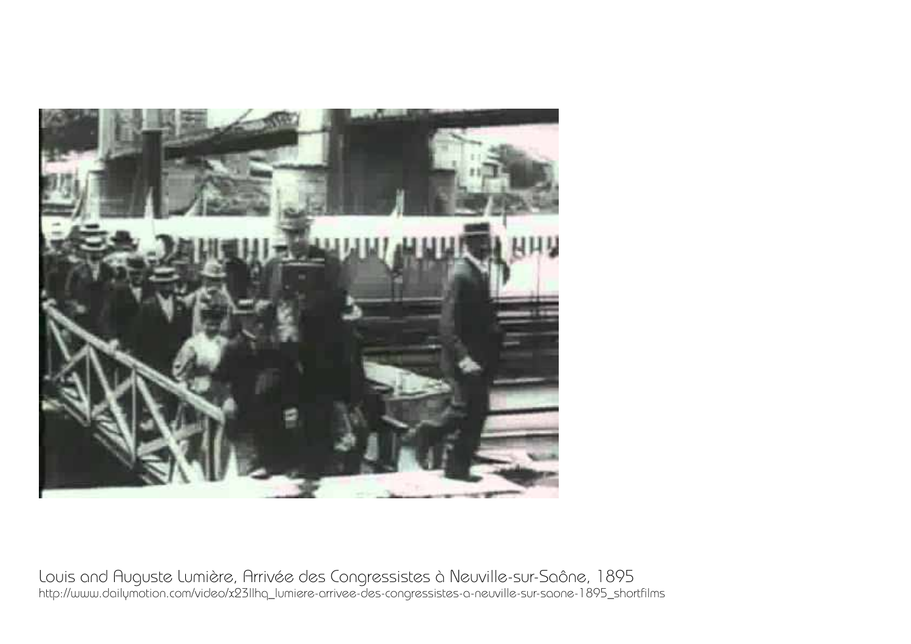Louis and Auguste Lumière, Arrivée des Congressistes à Neuville-sur-Saône, 1895
http://www.dailymotion.com/video/x23llhq_lumiere-arrivee-des-congressistes-a-neuville-sur-saone-1895_shortfilms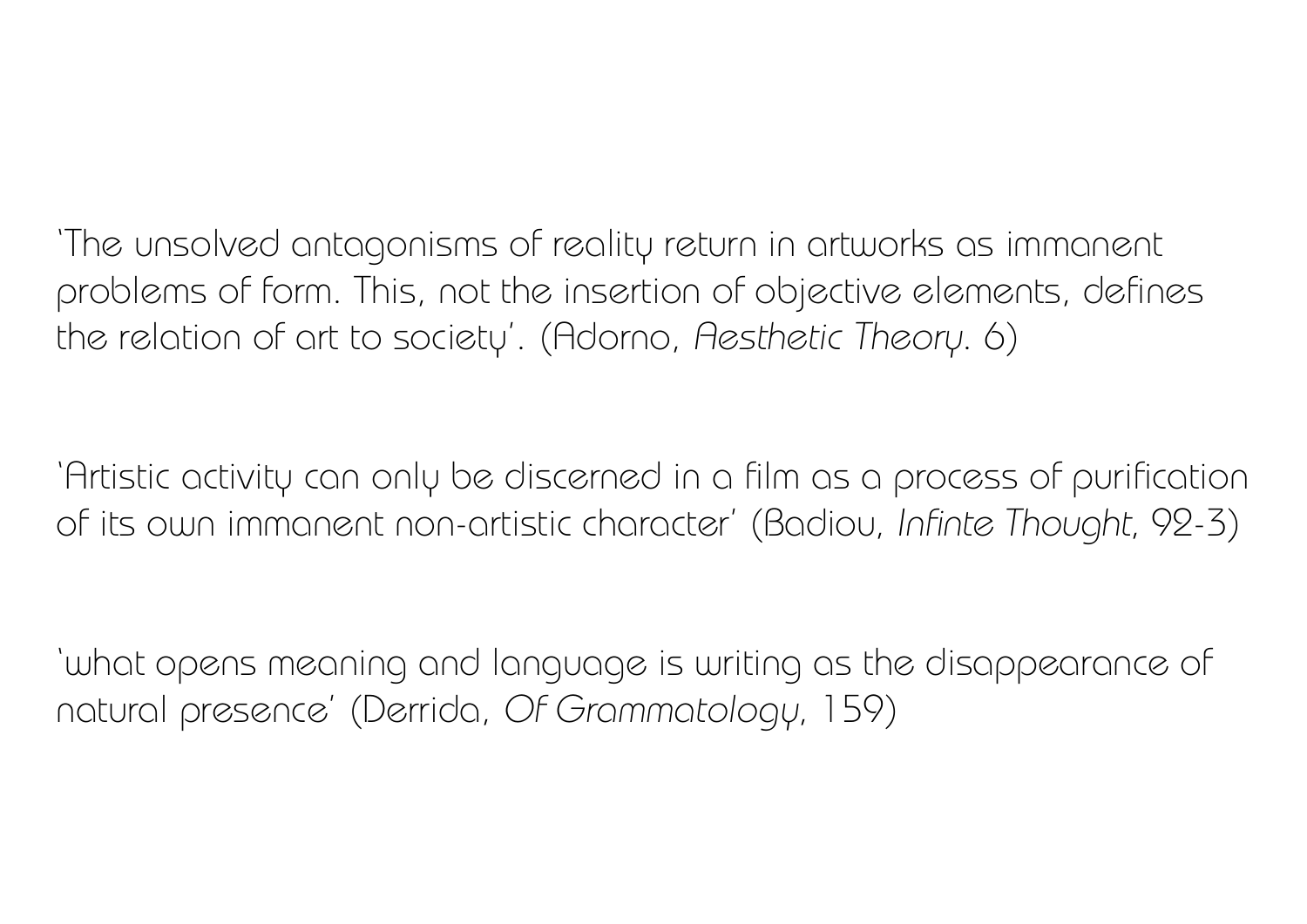'The unsolved antagonisms of reality return in artworks as immanent problems of form. This, not the insertion of objective elements, defines the relation of art to society'. (Adorno, *Aesthetic Theory*. 6)

'Artistic activity can only be discerned in a film as a process of purification of its own immanent non-artistic character' (Badiou, *Infinte Thought*, 92-3)

'what opens meaning and language is writing as the disappearance of natural presence' (Derrida, *Of Grammatology*, 159)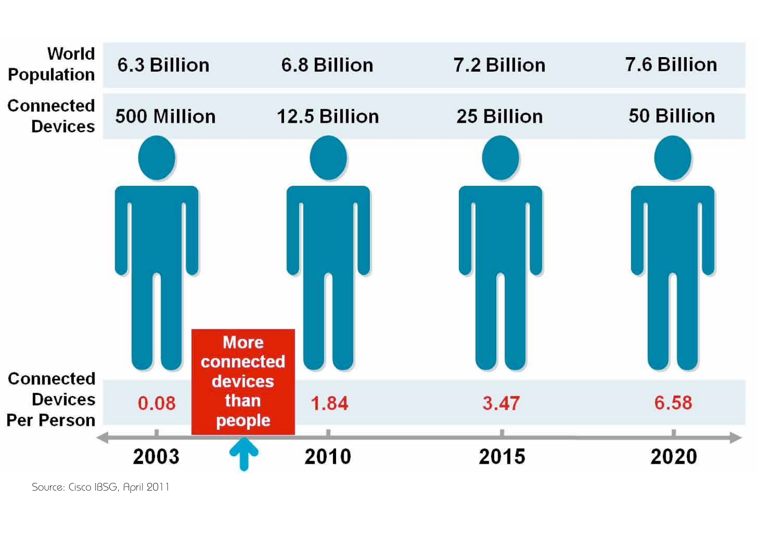| | 2003 | 2010 | 2015 | 2020 |
|---|---|---|---|---|
| World Population | 6.3 Billion | 6.8 Billion | 7.2 Billion | 7.6 Billion |
| Connected Devices | 500 Million | 12.5 Billion | 25 Billion | 50 Billion |
| Connected Devices Per Person | 0.08 | 1.84 | 3.47 | 6.58 |

More connected devices than people

Source: Cisco IBSG, April 2011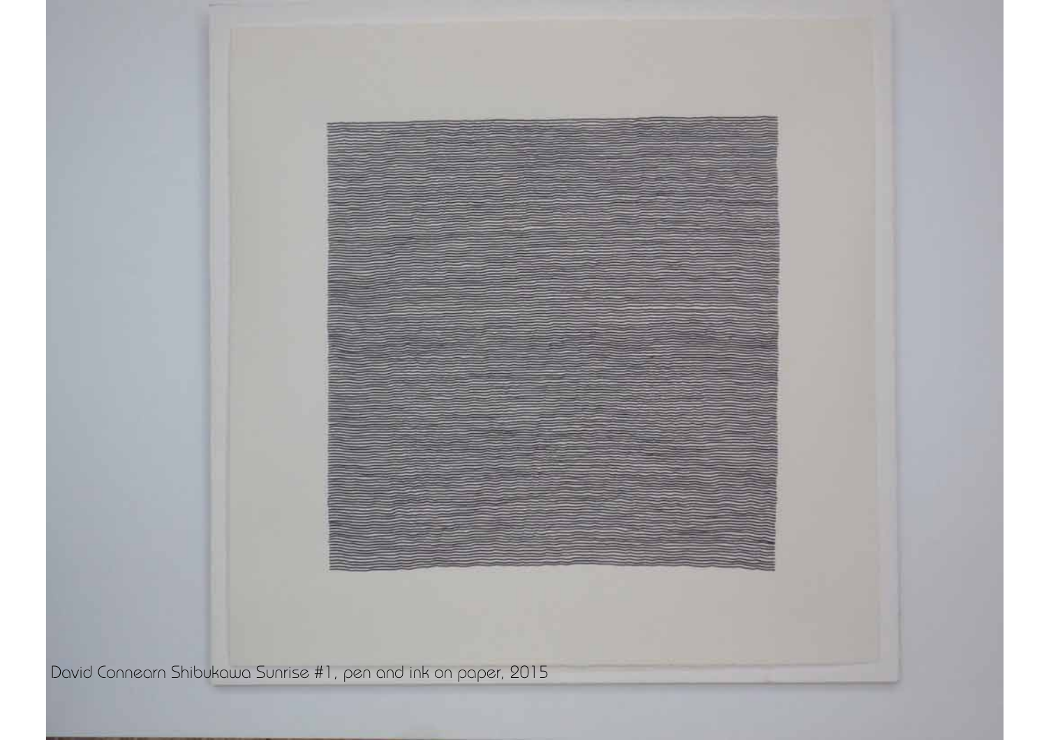David Connearn Shibukawa Sunrise #1, pen and ink on paper, 2015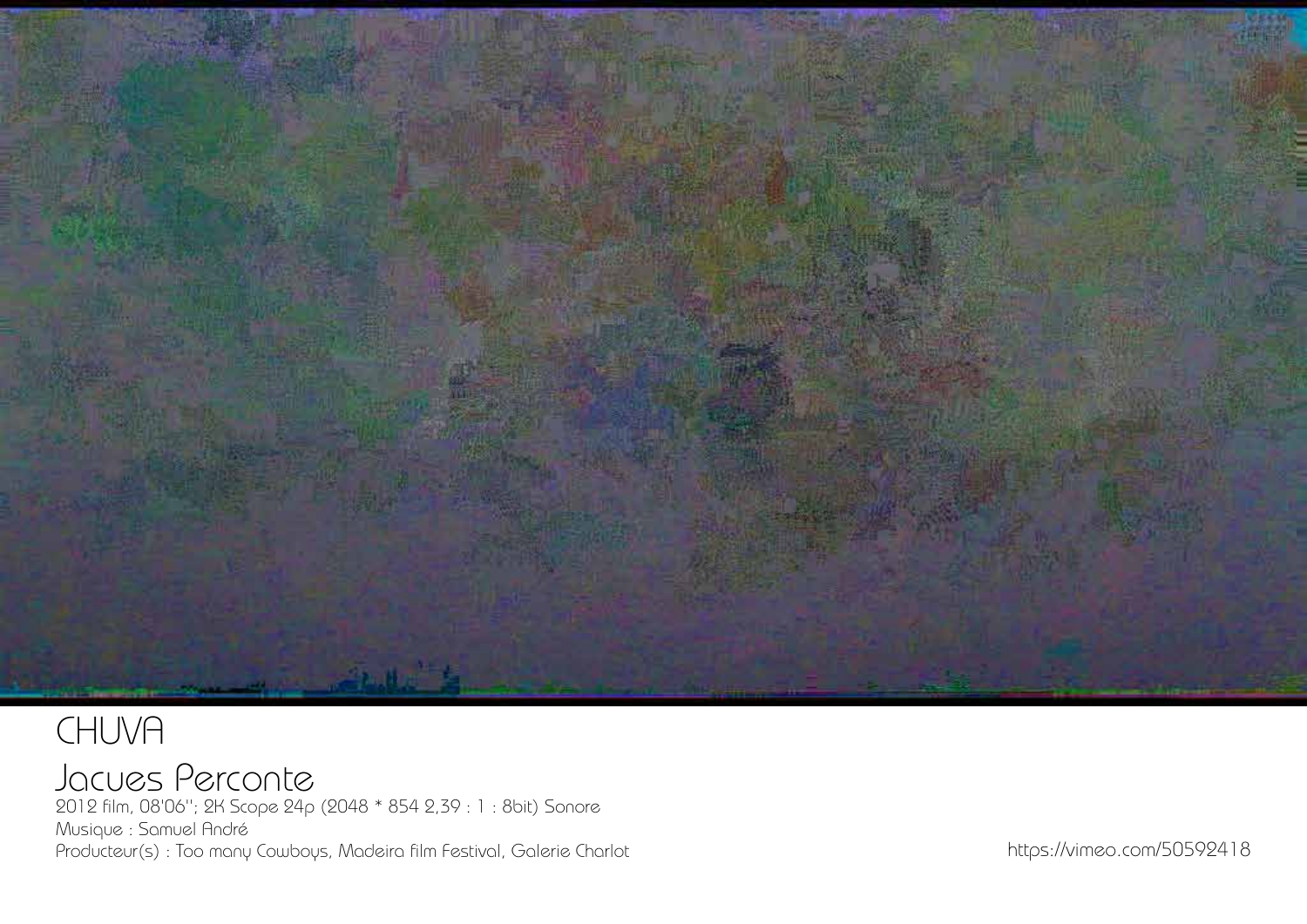# CHUVA

## Jacues Perconte

2012 film, 08'06''; 2K Scope 24p (2048 * 854 2,39 : 1 : 8bit) Sonore

Musique : Samuel André

Producteur(s) : Too many Cowboys, Madeira film Festival, Galerie Charlot

https://vimeo.com/50592418